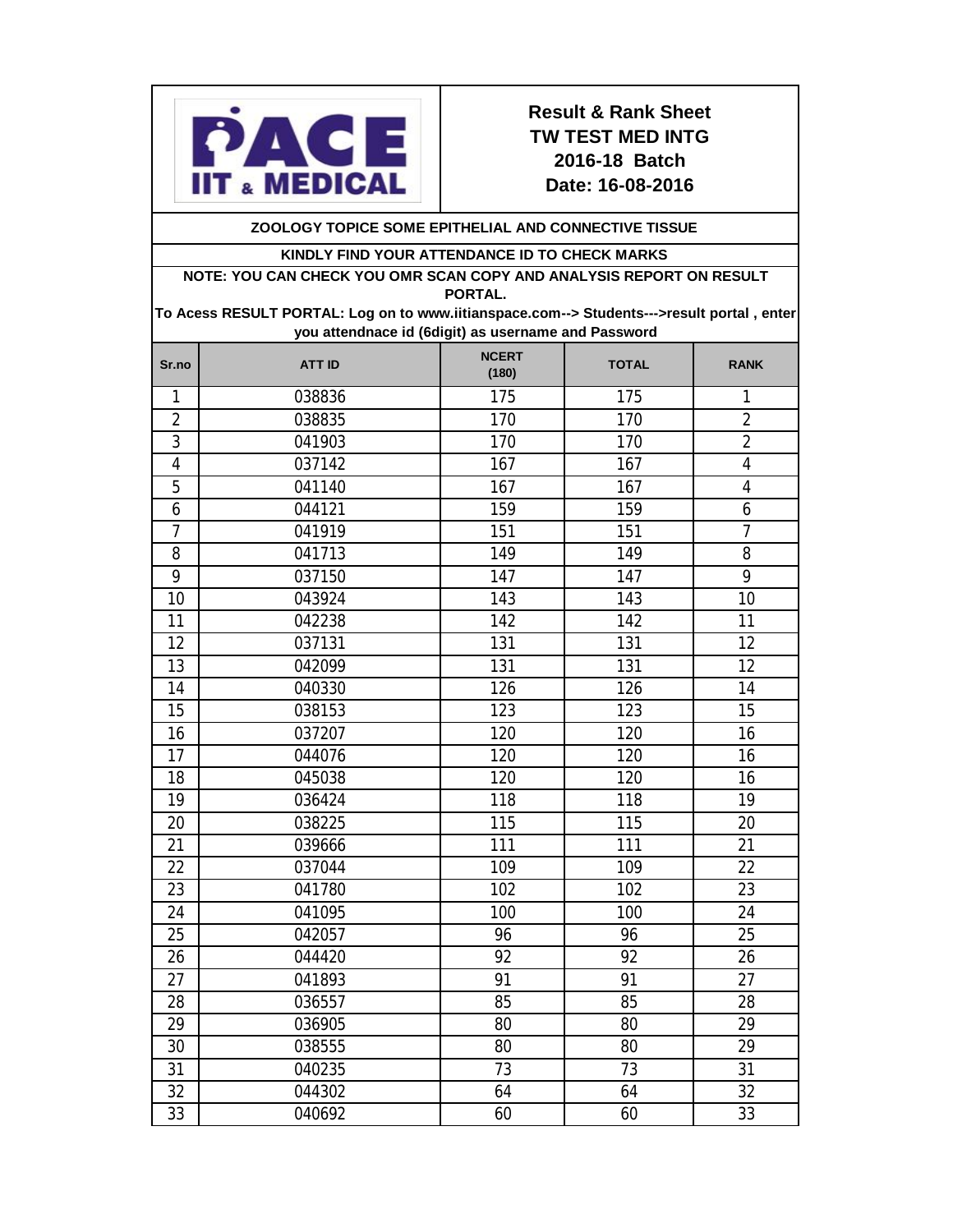PACE IIT & MEDICAL

# Result & Rank Sheet
## TW TEST MED INTG
## 2016-18 Batch
## Date: 16-08-2016

**ZOOLOGY TOPICE SOME EPITHELIAL AND CONNECTIVE TISSUE**

**KINDLY FIND YOUR ATTENDANCE ID TO CHECK MARKS**

**NOTE: YOU CAN CHECK YOU OMR SCAN COPY AND ANALYSIS REPORT ON RESULT PORTAL.**

**To Acess RESULT PORTAL: Log on to www.iitianspace.com--> Students--->result portal , enter you attendnace id (6digit) as username and Password**

| Sr.no | ATT ID | NCERT (180) | TOTAL | RANK |
|---|---|---|---|---|
| 1 | 038836 | 175 | 175 | 1 |
| 2 | 038835 | 170 | 170 | 2 |
| 3 | 041903 | 170 | 170 | 2 |
| 4 | 037142 | 167 | 167 | 4 |
| 5 | 041140 | 167 | 167 | 4 |
| 6 | 044121 | 159 | 159 | 6 |
| 7 | 041919 | 151 | 151 | 7 |
| 8 | 041713 | 149 | 149 | 8 |
| 9 | 037150 | 147 | 147 | 9 |
| 10 | 043924 | 143 | 143 | 10 |
| 11 | 042238 | 142 | 142 | 11 |
| 12 | 037131 | 131 | 131 | 12 |
| 13 | 042099 | 131 | 131 | 12 |
| 14 | 040330 | 126 | 126 | 14 |
| 15 | 038153 | 123 | 123 | 15 |
| 16 | 037207 | 120 | 120 | 16 |
| 17 | 044076 | 120 | 120 | 16 |
| 18 | 045038 | 120 | 120 | 16 |
| 19 | 036424 | 118 | 118 | 19 |
| 20 | 038225 | 115 | 115 | 20 |
| 21 | 039666 | 111 | 111 | 21 |
| 22 | 037044 | 109 | 109 | 22 |
| 23 | 041780 | 102 | 102 | 23 |
| 24 | 041095 | 100 | 100 | 24 |
| 25 | 042057 | 96 | 96 | 25 |
| 26 | 044420 | 92 | 92 | 26 |
| 27 | 041893 | 91 | 91 | 27 |
| 28 | 036557 | 85 | 85 | 28 |
| 29 | 036905 | 80 | 80 | 29 |
| 30 | 038555 | 80 | 80 | 29 |
| 31 | 040235 | 73 | 73 | 31 |
| 32 | 044302 | 64 | 64 | 32 |
| 33 | 040692 | 60 | 60 | 33 |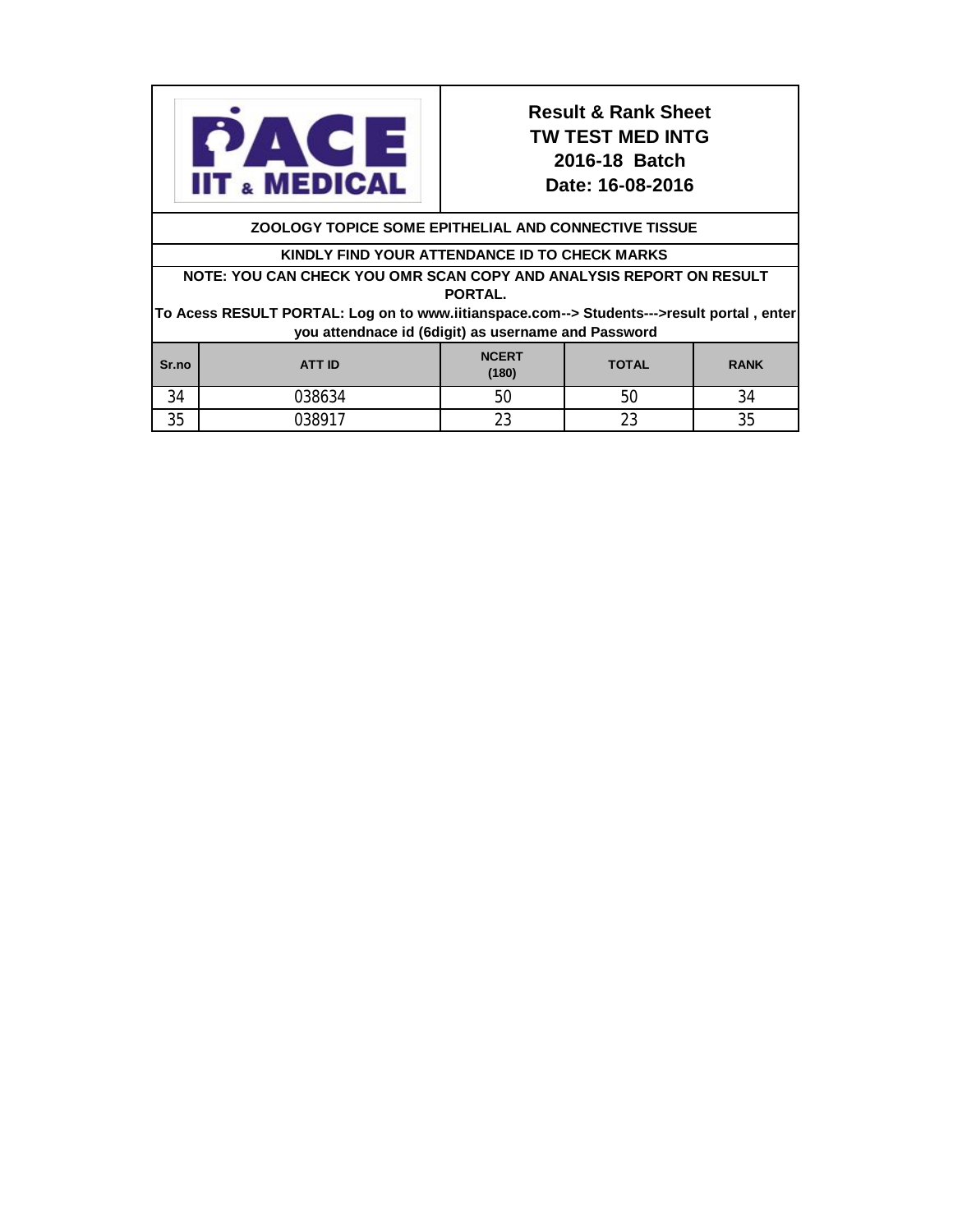PACE IIT & MEDICAL

**Result & Rank Sheet**
**TW TEST MED INTG**
**2016-18 Batch**
**Date: 16-08-2016**

**ZOOLOGY TOPICE SOME EPITHELIAL AND CONNECTIVE TISSUE**

**KINDLY FIND YOUR ATTENDANCE ID TO CHECK MARKS**

**NOTE: YOU CAN CHECK YOU OMR SCAN COPY AND ANALYSIS REPORT ON RESULT PORTAL.**

**To Acess RESULT PORTAL: Log on to www.iitianspace.com--> Students--->result portal , enter you attendnace id (6digit) as username and Password**

| Sr.no | ATT ID | NCERT (180) | TOTAL | RANK |
|---|---|---|---|---|
| 34 | 038634 | 50 | 50 | 34 |
| 35 | 038917 | 23 | 23 | 35 |